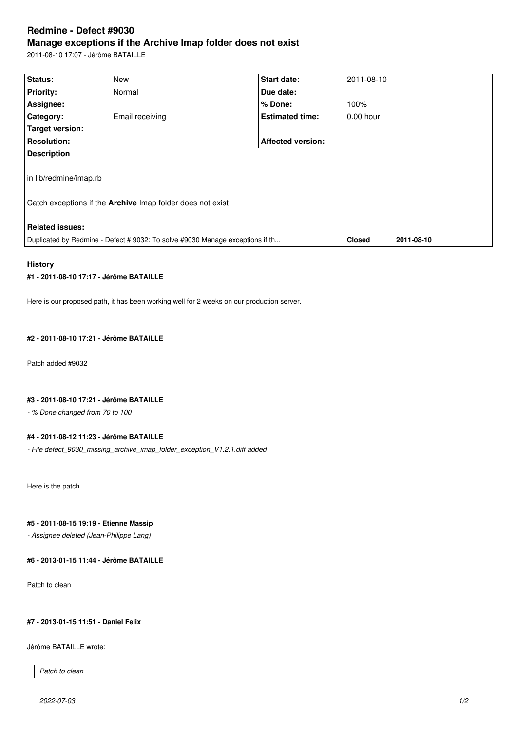# Redmine - Defect #9030

## Manage exceptions if the Archive Imap folder does not exist

2011-08-10 17:07 - Jérôme BATAILLE

| Status: | New | Start date: | 2011-08-10 |
|---|---|---|---|
| Priority: | Normal | Due date: | |
| Assignee: | | % Done: | 100% |
| Category: | Email receiving | Estimated time: | 0.00 hour |
| Target version: | | | |
| Resolution: | | Affected version: | |

**Description**

in lib/redmine/imap.rb

Catch exceptions if the **Archive** Imap folder does not exist

**Related issues:**

| | | |
|---|---|---|
| Duplicated by Redmine - Defect # 9032: To solve #9030 Manage exceptions if th... | **Closed** | **2011-08-10** |

### History

#### #1 - 2011-08-10 17:17 - Jérôme BATAILLE

Here is our proposed path, it has been working well for 2 weeks on our production server.

#### #2 - 2011-08-10 17:21 - Jérôme BATAILLE

Patch added #9032

#### #3 - 2011-08-10 17:21 - Jérôme BATAILLE

*- % Done changed from 70 to 100*

#### #4 - 2011-08-12 11:23 - Jérôme BATAILLE

*- File defect_9030_missing_archive_imap_folder_exception_V1.2.1.diff added*

Here is the patch

#### #5 - 2011-08-15 19:19 - Etienne Massip

*- Assignee deleted (Jean-Philippe Lang)*

#### #6 - 2013-01-15 11:44 - Jérôme BATAILLE

Patch to clean

#### #7 - 2013-01-15 11:51 - Daniel Felix

Jérôme BATAILLE wrote:

> *Patch to clean*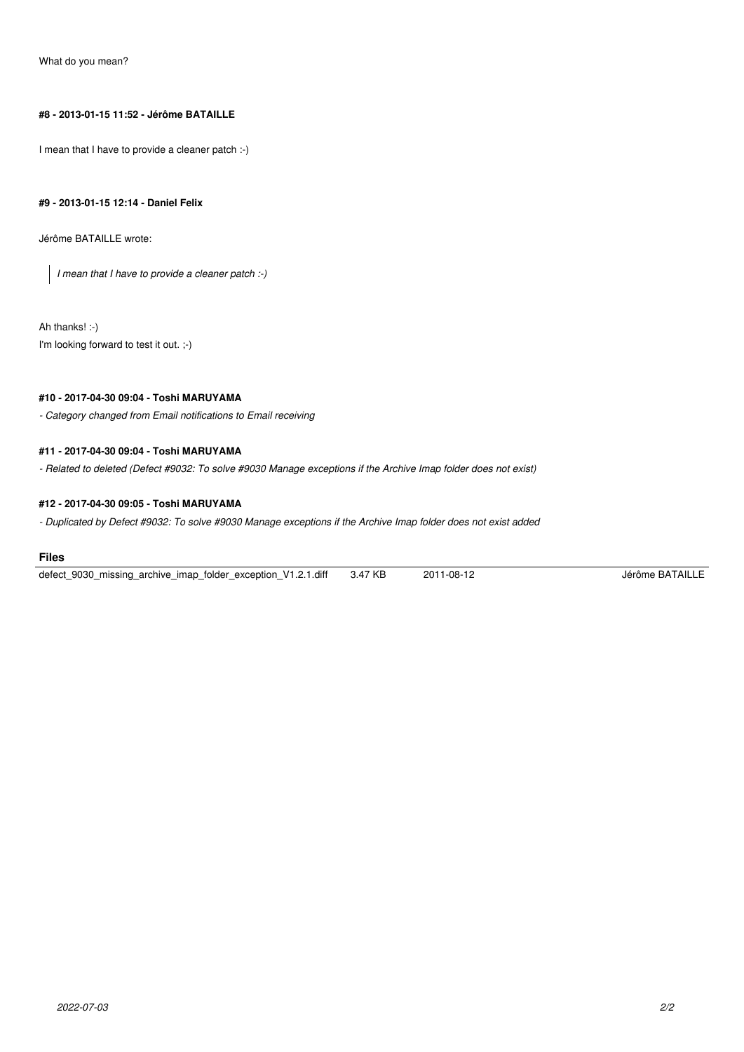What do you mean?

#### #8 - 2013-01-15 11:52 - Jérôme BATAILLE

I mean that I have to provide a cleaner patch :-)

#### #9 - 2013-01-15 12:14 - Daniel Felix

Jérôme BATAILLE wrote:

> *I mean that I have to provide a cleaner patch :-)*

Ah thanks! :-)
I'm looking forward to test it out. ;-)

#### #10 - 2017-04-30 09:04 - Toshi MARUYAMA

*- Category changed from Email notifications to Email receiving*

#### #11 - 2017-04-30 09:04 - Toshi MARUYAMA

*- Related to deleted (Defect #9032: To solve #9030 Manage exceptions if the Archive Imap folder does not exist)*

#### #12 - 2017-04-30 09:05 - Toshi MARUYAMA

*- Duplicated by Defect #9032: To solve #9030 Manage exceptions if the Archive Imap folder does not exist added*

### Files

| | | | |
|---|---|---|---|
| defect_9030_missing_archive_imap_folder_exception_V1.2.1.diff | 3.47 KB | 2011-08-12 | Jérôme BATAILLE |